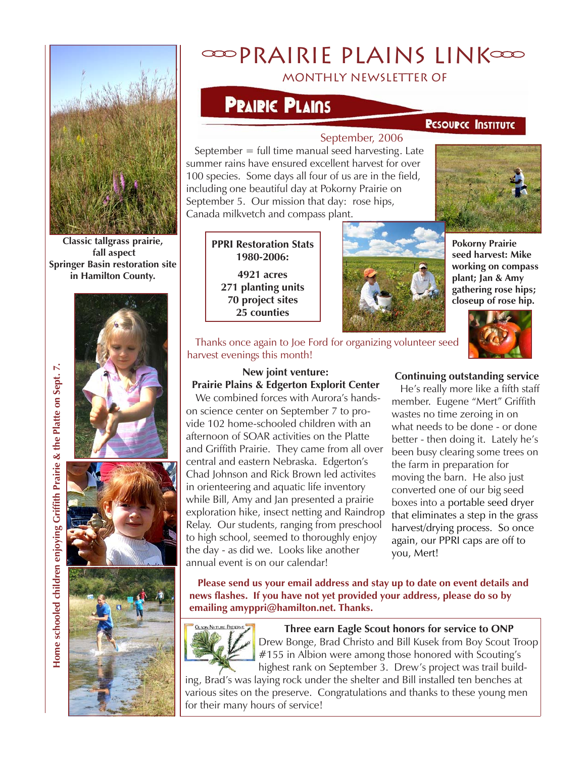# PRAIRIE PLAINS LINK

MONTHLY NEWSLETTER OF

**Prairie Plains Resource Institute**

September, 2006

September = full time manual seed harvesting. Late summer rains have ensured excellent harvest for over 100 species. Some days all four of us are in the field, including one beautiful day at Pokorny Prairie on September 5. Our mission that day: rose hips, Canada milkvetch and compass plant.

**Pokorny Prairie seed harvest: Mike working on compass plant; Jan & Amy gathering rose hips; closeup of rose hip.**

**PPRI Restoration Stats 1980-2006:**

**4921 acres**
**271 planting units**
**70 project sites**
**25 counties**

Thanks once again to Joe Ford for organizing volunteer seed harvest evenings this month!

**Classic tallgrass prairie, fall aspect Springer Basin restoration site in Hamilton County.**

**Home schooled children enjoying Griffith Prairie & the Platte on Sept. 7.**

### New joint venture: Prairie Plains & Edgerton Explorit Center

We combined forces with Aurora's hands-on science center on September 7 to provide 102 home-schooled children with an afternoon of SOAR activities on the Platte and Griffith Prairie. They came from all over central and eastern Nebraska. Edgerton's Chad Johnson and Rick Brown led activites in orienteering and aquatic life inventory while Bill, Amy and Jan presented a prairie exploration hike, insect netting and Raindrop Relay. Our students, ranging from preschool to high school, seemed to thoroughly enjoy the day - as did we. Looks like another annual event is on our calendar!

### Continuing outstanding service

He's really more like a fifth staff member. Eugene "Mert" Griffith wastes no time zeroing in on what needs to be done - or done better - then doing it. Lately he's been busy clearing some trees on the farm in preparation for moving the barn. He also just converted one of our big seed boxes into a portable seed dryer that eliminates a step in the grass harvest/drying process. So once again, our PPRI caps are off to you, Mert!

**Please send us your email address and stay up to date on event details and news flashes. If you have not yet provided your address, please do so by emailing amyppri@hamilton.net. Thanks.**

### Three earn Eagle Scout honors for service to ONP

Drew Bonge, Brad Christo and Bill Kusek from Boy Scout Troop #155 in Albion were among those honored with Scouting's highest rank on September 3. Drew's project was trail building, Brad's was laying rock under the shelter and Bill installed ten benches at various sites on the preserve. Congratulations and thanks to these young men for their many hours of service!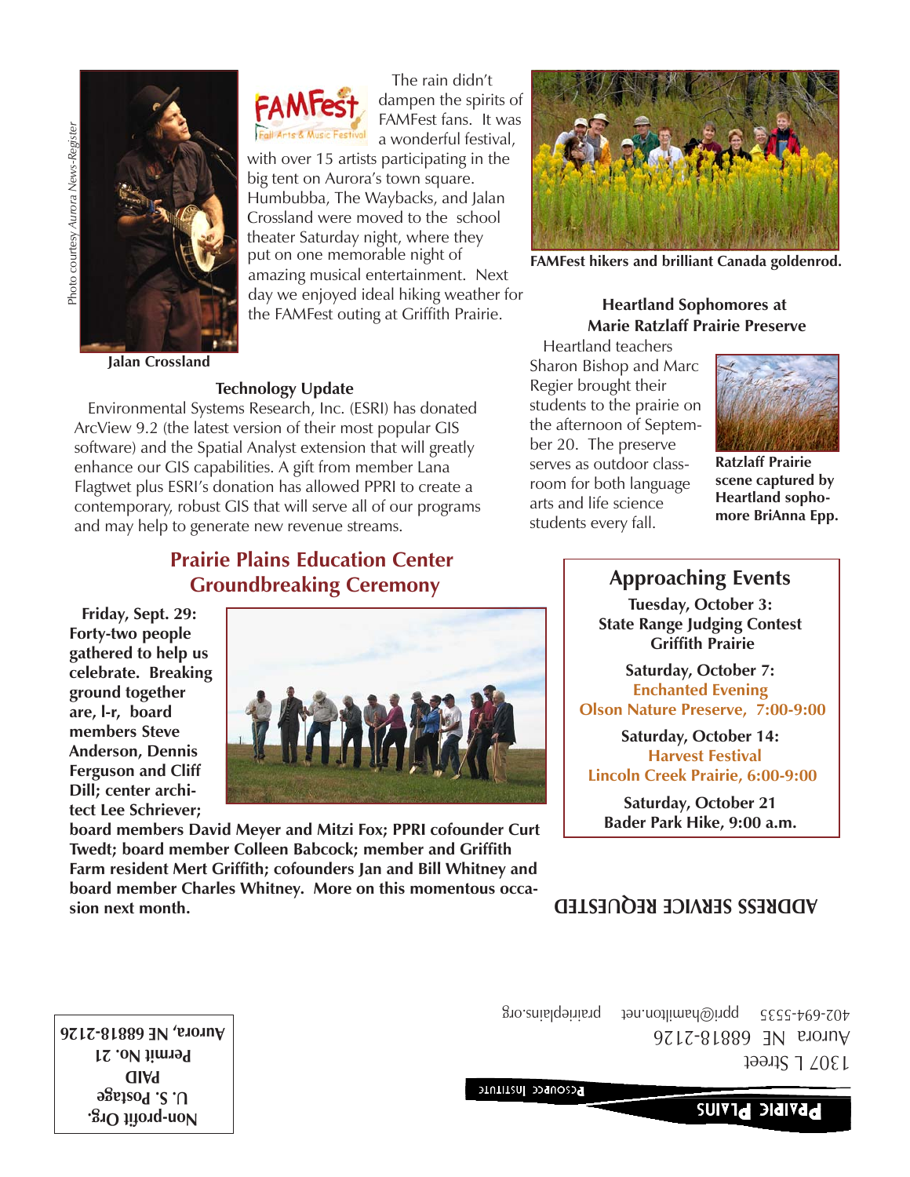*Photo courtesy Aurora News-Register*

**Jalan Crossland**

The rain didn't dampen the spirits of FAMFest fans. It was a wonderful festival, with over 15 artists participating in the big tent on Aurora's town square. Humbubba, The Waybacks, and Jalan Crossland were moved to the school theater Saturday night, where they put on one memorable night of amazing musical entertainment. Next day we enjoyed ideal hiking weather for the FAMFest outing at Griffith Prairie.

**FAMFest hikers and brilliant Canada goldenrod.**

### Technology Update

Environmental Systems Research, Inc. (ESRI) has donated ArcView 9.2 (the latest version of their most popular GIS software) and the Spatial Analyst extension that will greatly enhance our GIS capabilities. A gift from member Lana Flagtwet plus ESRI's donation has allowed PPRI to create a contemporary, robust GIS that will serve all of our programs and may help to generate new revenue streams.

### Heartland Sophomores at Marie Ratzlaff Prairie Preserve

Heartland teachers Sharon Bishop and Marc Regier brought their students to the prairie on the afternoon of September 20. The preserve serves as outdoor classroom for both language arts and life science students every fall.

**Ratzlaff Prairie scene captured by Heartland sophomore BriAnna Epp.**

## Prairie Plains Education Center Groundbreaking Ceremony

**Friday, Sept. 29: Forty-two people gathered to help us celebrate. Breaking ground together are, l-r, board members Steve Anderson, Dennis Ferguson and Cliff Dill; center architect Lee Schriever; board members David Meyer and Mitzi Fox; PPRI cofounder Curt Twedt; board member Colleen Babcock; member and Griffith Farm resident Mert Griffith; cofounders Jan and Bill Whitney and board member Charles Whitney. More on this momentous occasion next month.**

## Approaching Events

**Tuesday, October 3:**
**State Range Judging Contest**
**Griffith Prairie**

**Saturday, October 7:**
**Enchanted Evening**
**Olson Nature Preserve, 7:00-9:00**

**Saturday, October 14:**
**Harvest Festival**
**Lincoln Creek Prairie, 6:00-9:00**

**Saturday, October 21**
**Bader Park Hike, 9:00 a.m.**

**ADDRESS SERVICE REQUESTED**

Prairie Plains Resource Institute
1307 L Street
Aurora NE 68818-2126
402-694-5535 ppri@hamilton.net prairieplains.org

**Non-profit Org.**
**U. S. Postage**
**PAID**
**Permit No. 21**
**Aurora, NE 68818-2126**